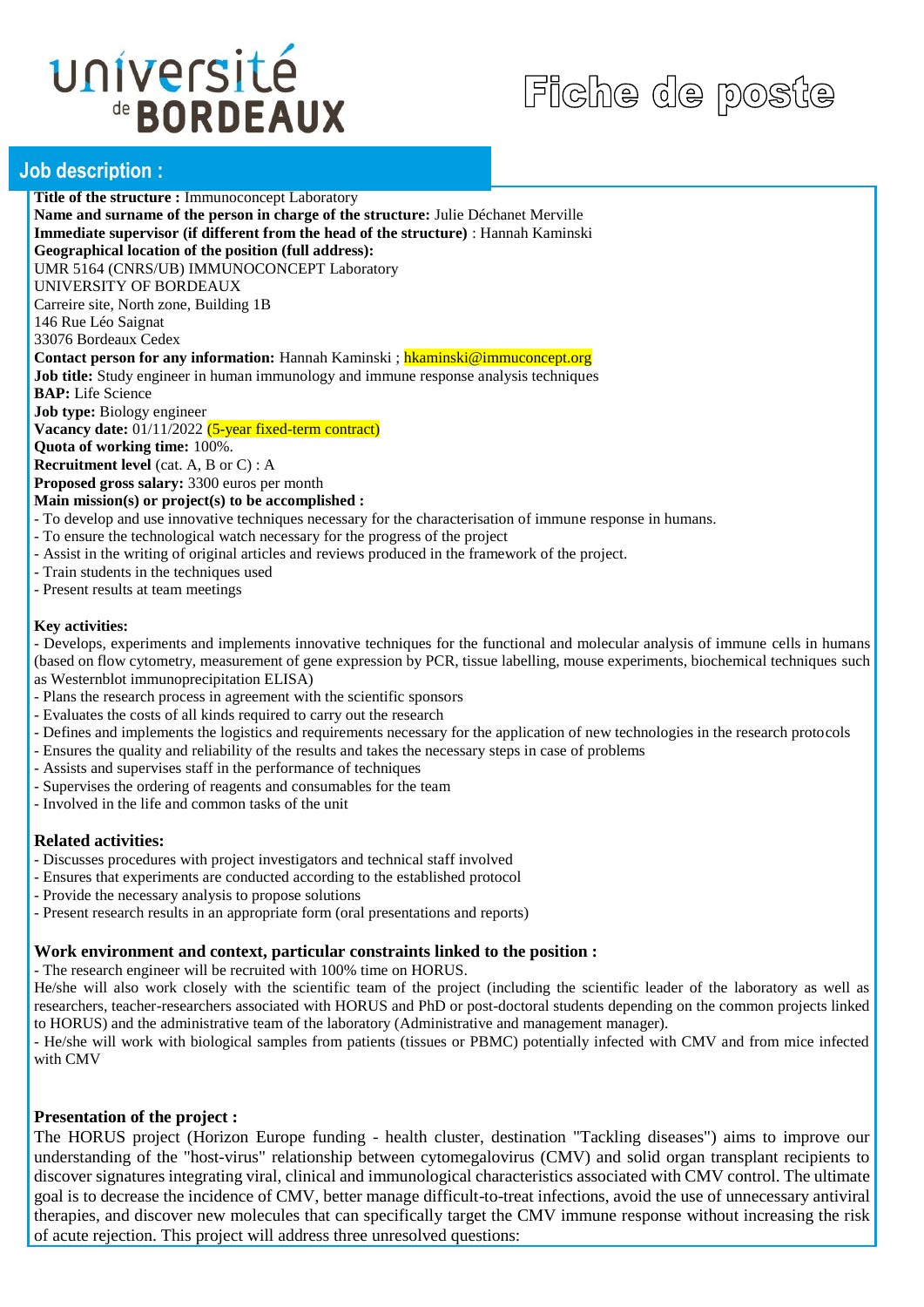université de BORDEAUX

# Fiche de poste

## Job description :

**Title of the structure :** Immunoconcept Laboratory
**Name and surname of the person in charge of the structure:** Julie Déchanet Merville
**Immediate supervisor (if different from the head of the structure)** : Hannah Kaminski
**Geographical location of the position (full address):**
UMR 5164 (CNRS/UB) IMMUNOCONCEPT Laboratory
UNIVERSITY OF BORDEAUX
Carreire site, North zone, Building 1B
146 Rue Léo Saignat
33076 Bordeaux Cedex
**Contact person for any information:** Hannah Kaminski ; hkaminski@immuconcept.org
**Job title:** Study engineer in human immunology and immune response analysis techniques
**BAP:** Life Science
**Job type:** Biology engineer
**Vacancy date:** 01/11/2022 (5-year fixed-term contract)
**Quota of working time:** 100%.
**Recruitment level** (cat. A, B or C) : A
**Proposed gross salary:** 3300 euros per month
**Main mission(s) or project(s) to be accomplished :**

- To develop and use innovative techniques necessary for the characterisation of immune response in humans.
- To ensure the technological watch necessary for the progress of the project
- Assist in the writing of original articles and reviews produced in the framework of the project.
- Train students in the techniques used
- Present results at team meetings

**Key activities:**

- Develops, experiments and implements innovative techniques for the functional and molecular analysis of immune cells in humans (based on flow cytometry, measurement of gene expression by PCR, tissue labelling, mouse experiments, biochemical techniques such as Westernblot immunoprecipitation ELISA)
- Plans the research process in agreement with the scientific sponsors
- Evaluates the costs of all kinds required to carry out the research
- Defines and implements the logistics and requirements necessary for the application of new technologies in the research protocols
- Ensures the quality and reliability of the results and takes the necessary steps in case of problems
- Assists and supervises staff in the performance of techniques
- Supervises the ordering of reagents and consumables for the team
- Involved in the life and common tasks of the unit

**Related activities:**

- Discusses procedures with project investigators and technical staff involved
- Ensures that experiments are conducted according to the established protocol
- Provide the necessary analysis to propose solutions
- Present research results in an appropriate form (oral presentations and reports)

**Work environment and context, particular constraints linked to the position :**

- The research engineer will be recruited with 100% time on HORUS.

He/she will also work closely with the scientific team of the project (including the scientific leader of the laboratory as well as researchers, teacher-researchers associated with HORUS and PhD or post-doctoral students depending on the common projects linked to HORUS) and the administrative team of the laboratory (Administrative and management manager).

- He/she will work with biological samples from patients (tissues or PBMC) potentially infected with CMV and from mice infected with CMV

**Presentation of the project :**

The HORUS project (Horizon Europe funding - health cluster, destination "Tackling diseases") aims to improve our understanding of the "host-virus" relationship between cytomegalovirus (CMV) and solid organ transplant recipients to discover signatures integrating viral, clinical and immunological characteristics associated with CMV control. The ultimate goal is to decrease the incidence of CMV, better manage difficult-to-treat infections, avoid the use of unnecessary antiviral therapies, and discover new molecules that can specifically target the CMV immune response without increasing the risk of acute rejection. This project will address three unresolved questions: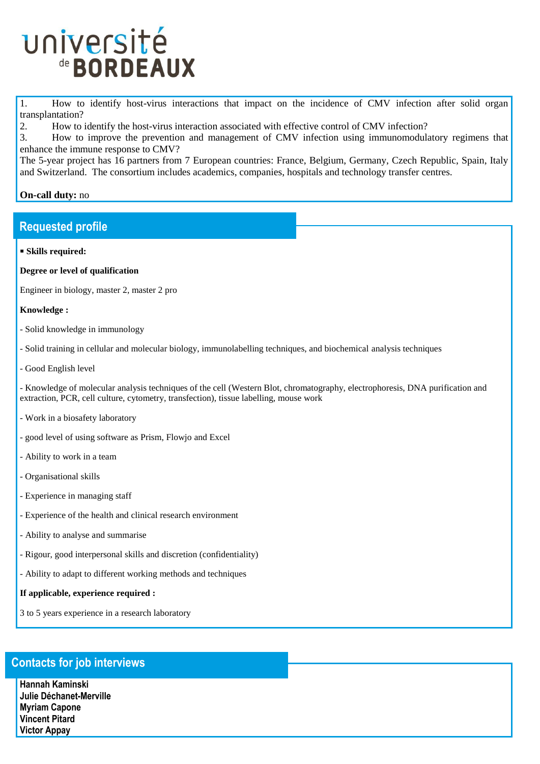1. How to identify host-virus interactions that impact on the incidence of CMV infection after solid organ transplantation?
2. How to identify the host-virus interaction associated with effective control of CMV infection?
3. How to improve the prevention and management of CMV infection using immunomodulatory regimens that enhance the immune response to CMV?

The 5-year project has 16 partners from 7 European countries: France, Belgium, Germany, Czech Republic, Spain, Italy and Switzerland. The consortium includes academics, companies, hospitals and technology transfer centres.

**On-call duty:** no

## Requested profile

▪ **Skills required:**

**Degree or level of qualification**

Engineer in biology, master 2, master 2 pro

**Knowledge :**

- Solid knowledge in immunology
- Solid training in cellular and molecular biology, immunolabelling techniques, and biochemical analysis techniques
- Good English level
- Knowledge of molecular analysis techniques of the cell (Western Blot, chromatography, electrophoresis, DNA purification and extraction, PCR, cell culture, cytometry, transfection), tissue labelling, mouse work
- Work in a biosafety laboratory
- good level of using software as Prism, Flowjo and Excel
- Ability to work in a team
- Organisational skills
- Experience in managing staff
- Experience of the health and clinical research environment
- Ability to analyse and summarise
- Rigour, good interpersonal skills and discretion (confidentiality)
- Ability to adapt to different working methods and techniques

**If applicable, experience required :**

3 to 5 years experience in a research laboratory

## Contacts for job interviews

**Hannah Kaminski**
**Julie Déchanet-Merville**
**Myriam Capone**
**Vincent Pitard**
**Victor Appay**